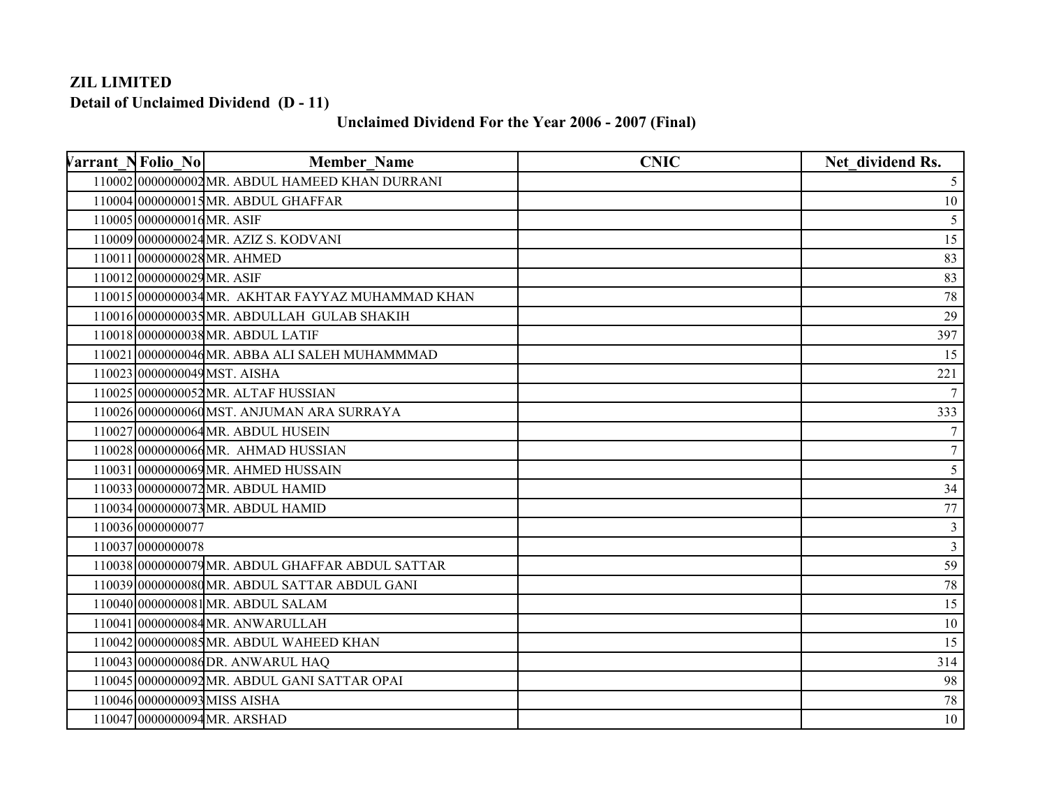**ZIL LIMITED**

**Detail of Unclaimed Dividend (D - 11)**

**Unclaimed Dividend For the Year 2006 - 2007 (Final)**

| Warrant_N | Folio_No | Member_Name | CNIC | Net_dividend Rs. |
|---|---|---|---|---|
| 110002 | 0000000002 | MR. ABDUL HAMEED KHAN DURRANI | | 5 |
| 110004 | 0000000015 | MR. ABDUL GHAFFAR | | 10 |
| 110005 | 0000000016 | MR. ASIF | | 5 |
| 110009 | 0000000024 | MR. AZIZ S. KODVANI | | 15 |
| 110011 | 0000000028 | MR. AHMED | | 83 |
| 110012 | 0000000029 | MR. ASIF | | 83 |
| 110015 | 0000000034 | MR. AKHTAR FAYYAZ MUHAMMAD KHAN | | 78 |
| 110016 | 0000000035 | MR. ABDULLAH GULAB SHAKIH | | 29 |
| 110018 | 0000000038 | MR. ABDUL LATIF | | 397 |
| 110021 | 0000000046 | MR. ABBA ALI SALEH MUHAMMMAD | | 15 |
| 110023 | 0000000049 | MST. AISHA | | 221 |
| 110025 | 0000000052 | MR. ALTAF HUSSIAN | | 7 |
| 110026 | 0000000060 | MST. ANJUMAN ARA SURRAYA | | 333 |
| 110027 | 0000000064 | MR. ABDUL HUSEIN | | 7 |
| 110028 | 0000000066 | MR. AHMAD HUSSIAN | | 7 |
| 110031 | 0000000069 | MR. AHMED HUSSAIN | | 5 |
| 110033 | 0000000072 | MR. ABDUL HAMID | | 34 |
| 110034 | 0000000073 | MR. ABDUL HAMID | | 77 |
| 110036 | 0000000077 | | | 3 |
| 110037 | 0000000078 | | | 3 |
| 110038 | 0000000079 | MR. ABDUL GHAFFAR ABDUL SATTAR | | 59 |
| 110039 | 0000000080 | MR. ABDUL SATTAR ABDUL GANI | | 78 |
| 110040 | 0000000081 | MR. ABDUL SALAM | | 15 |
| 110041 | 0000000084 | MR. ANWARULLAH | | 10 |
| 110042 | 0000000085 | MR. ABDUL WAHEED KHAN | | 15 |
| 110043 | 0000000086 | DR. ANWARUL HAQ | | 314 |
| 110045 | 0000000092 | MR. ABDUL GANI SATTAR OPAI | | 98 |
| 110046 | 0000000093 | MISS AISHA | | 78 |
| 110047 | 0000000094 | MR. ARSHAD | | 10 |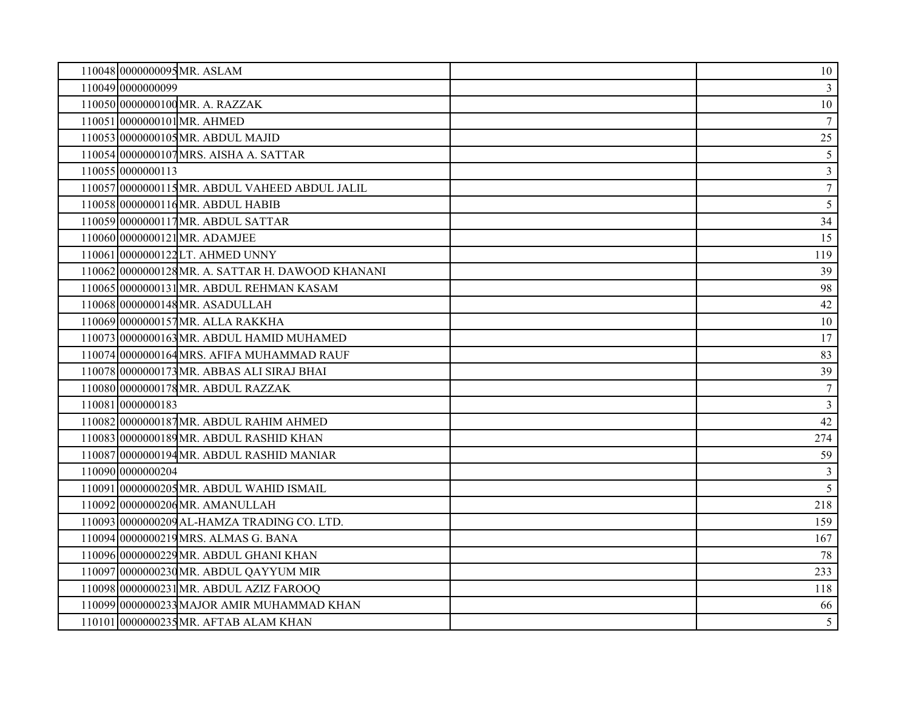| | | | | |
|---|---|---|---|---|
| 110048 | 0000000095 | MR. ASLAM | | 10 |
| 110049 | 0000000099 | | | 3 |
| 110050 | 0000000100 | MR. A. RAZZAK | | 10 |
| 110051 | 0000000101 | MR. AHMED | | 7 |
| 110053 | 0000000105 | MR. ABDUL MAJID | | 25 |
| 110054 | 0000000107 | MRS. AISHA A. SATTAR | | 5 |
| 110055 | 0000000113 | | | 3 |
| 110057 | 0000000115 | MR. ABDUL VAHEED ABDUL JALIL | | 7 |
| 110058 | 0000000116 | MR. ABDUL HABIB | | 5 |
| 110059 | 0000000117 | MR. ABDUL SATTAR | | 34 |
| 110060 | 0000000121 | MR. ADAMJEE | | 15 |
| 110061 | 0000000122 | LT. AHMED UNNY | | 119 |
| 110062 | 0000000128 | MR. A. SATTAR H. DAWOOD KHANANI | | 39 |
| 110065 | 0000000131 | MR. ABDUL REHMAN KASAM | | 98 |
| 110068 | 0000000148 | MR. ASADULLAH | | 42 |
| 110069 | 0000000157 | MR. ALLA RAKKHA | | 10 |
| 110073 | 0000000163 | MR. ABDUL HAMID MUHAMED | | 17 |
| 110074 | 0000000164 | MRS. AFIFA MUHAMMAD RAUF | | 83 |
| 110078 | 0000000173 | MR. ABBAS ALI SIRAJ BHAI | | 39 |
| 110080 | 0000000178 | MR. ABDUL RAZZAK | | 7 |
| 110081 | 0000000183 | | | 3 |
| 110082 | 0000000187 | MR. ABDUL RAHIM AHMED | | 42 |
| 110083 | 0000000189 | MR. ABDUL RASHID KHAN | | 274 |
| 110087 | 0000000194 | MR. ABDUL RASHID MANIAR | | 59 |
| 110090 | 0000000204 | | | 3 |
| 110091 | 0000000205 | MR. ABDUL WAHID ISMAIL | | 5 |
| 110092 | 0000000206 | MR. AMANULLAH | | 218 |
| 110093 | 0000000209 | AL-HAMZA TRADING CO. LTD. | | 159 |
| 110094 | 0000000219 | MRS. ALMAS G. BANA | | 167 |
| 110096 | 0000000229 | MR. ABDUL GHANI KHAN | | 78 |
| 110097 | 0000000230 | MR. ABDUL QAYYUM MIR | | 233 |
| 110098 | 0000000231 | MR. ABDUL AZIZ FAROOQ | | 118 |
| 110099 | 0000000233 | MAJOR AMIR MUHAMMAD KHAN | | 66 |
| 110101 | 0000000235 | MR. AFTAB ALAM KHAN | | 5 |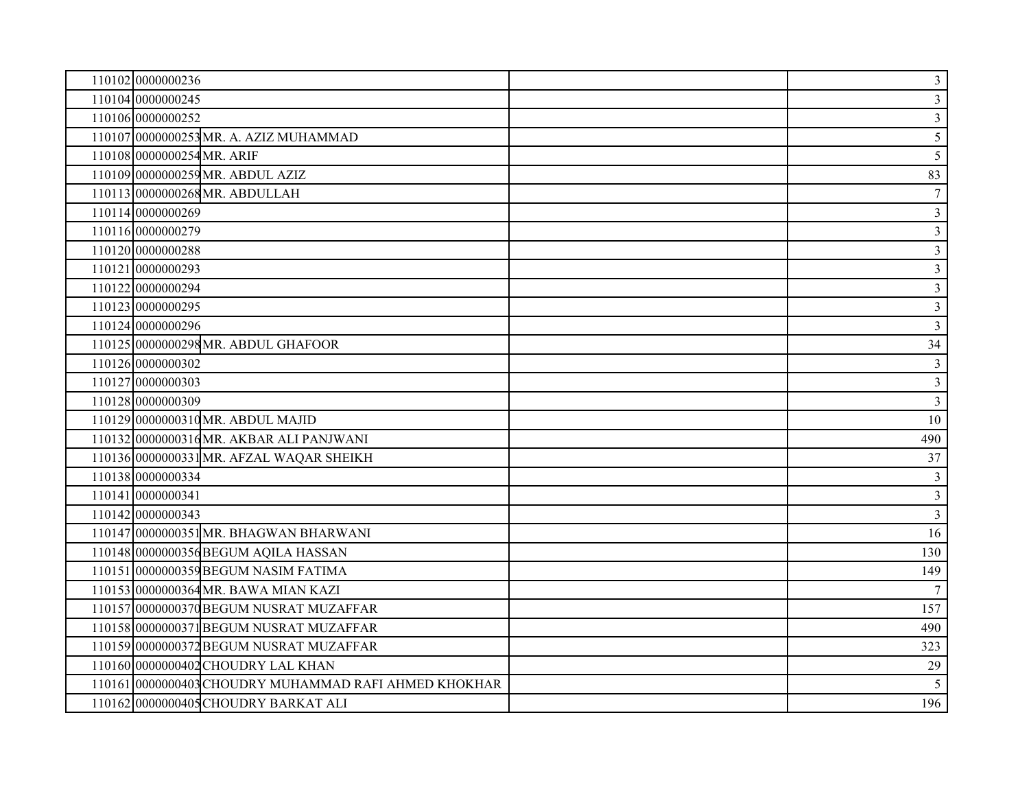| | | | | |
|---|---|---|---|---|
| 110102 | 0000000236 | | | 3 |
| 110104 | 0000000245 | | | 3 |
| 110106 | 0000000252 | | | 3 |
| 110107 | 0000000253 | MR. A. AZIZ MUHAMMAD | | 5 |
| 110108 | 0000000254 | MR. ARIF | | 5 |
| 110109 | 0000000259 | MR. ABDUL AZIZ | | 83 |
| 110113 | 0000000268 | MR. ABDULLAH | | 7 |
| 110114 | 0000000269 | | | 3 |
| 110116 | 0000000279 | | | 3 |
| 110120 | 0000000288 | | | 3 |
| 110121 | 0000000293 | | | 3 |
| 110122 | 0000000294 | | | 3 |
| 110123 | 0000000295 | | | 3 |
| 110124 | 0000000296 | | | 3 |
| 110125 | 0000000298 | MR. ABDUL GHAFOOR | | 34 |
| 110126 | 0000000302 | | | 3 |
| 110127 | 0000000303 | | | 3 |
| 110128 | 0000000309 | | | 3 |
| 110129 | 0000000310 | MR. ABDUL MAJID | | 10 |
| 110132 | 0000000316 | MR. AKBAR ALI PANJWANI | | 490 |
| 110136 | 0000000331 | MR. AFZAL WAQAR SHEIKH | | 37 |
| 110138 | 0000000334 | | | 3 |
| 110141 | 0000000341 | | | 3 |
| 110142 | 0000000343 | | | 3 |
| 110147 | 0000000351 | MR. BHAGWAN BHARWANI | | 16 |
| 110148 | 0000000356 | BEGUM AQILA HASSAN | | 130 |
| 110151 | 0000000359 | BEGUM NASIM FATIMA | | 149 |
| 110153 | 0000000364 | MR. BAWA MIAN KAZI | | 7 |
| 110157 | 0000000370 | BEGUM NUSRAT MUZAFFAR | | 157 |
| 110158 | 0000000371 | BEGUM NUSRAT MUZAFFAR | | 490 |
| 110159 | 0000000372 | BEGUM NUSRAT MUZAFFAR | | 323 |
| 110160 | 0000000402 | CHOUDRY LAL KHAN | | 29 |
| 110161 | 0000000403 | CHOUDRY MUHAMMAD RAFI AHMED KHOKHAR | | 5 |
| 110162 | 0000000405 | CHOUDRY BARKAT ALI | | 196 |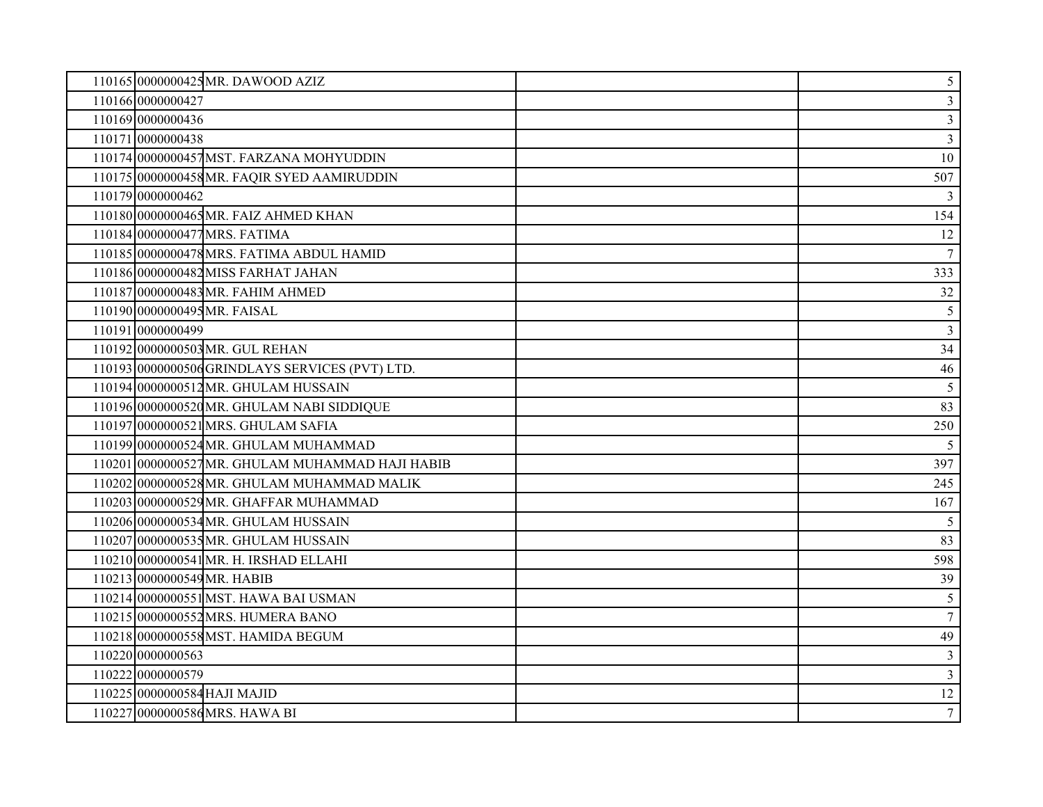| | | | | |
|---|---|---|---|---|
| 110165 | 0000000425 | MR. DAWOOD AZIZ | | 5 |
| 110166 | 0000000427 | | | 3 |
| 110169 | 0000000436 | | | 3 |
| 110171 | 0000000438 | | | 3 |
| 110174 | 0000000457 | MST. FARZANA MOHYUDDIN | | 10 |
| 110175 | 0000000458 | MR. FAQIR SYED AAMIRUDDIN | | 507 |
| 110179 | 0000000462 | | | 3 |
| 110180 | 0000000465 | MR. FAIZ AHMED KHAN | | 154 |
| 110184 | 0000000477 | MRS. FATIMA | | 12 |
| 110185 | 0000000478 | MRS. FATIMA ABDUL HAMID | | 7 |
| 110186 | 0000000482 | MISS FARHAT JAHAN | | 333 |
| 110187 | 0000000483 | MR. FAHIM AHMED | | 32 |
| 110190 | 0000000495 | MR. FAISAL | | 5 |
| 110191 | 0000000499 | | | 3 |
| 110192 | 0000000503 | MR. GUL REHAN | | 34 |
| 110193 | 0000000506 | GRINDLAYS SERVICES (PVT) LTD. | | 46 |
| 110194 | 0000000512 | MR. GHULAM HUSSAIN | | 5 |
| 110196 | 0000000520 | MR. GHULAM NABI SIDDIQUE | | 83 |
| 110197 | 0000000521 | MRS. GHULAM SAFIA | | 250 |
| 110199 | 0000000524 | MR. GHULAM MUHAMMAD | | 5 |
| 110201 | 0000000527 | MR. GHULAM MUHAMMAD HAJI HABIB | | 397 |
| 110202 | 0000000528 | MR. GHULAM MUHAMMAD MALIK | | 245 |
| 110203 | 0000000529 | MR. GHAFFAR MUHAMMAD | | 167 |
| 110206 | 0000000534 | MR. GHULAM HUSSAIN | | 5 |
| 110207 | 0000000535 | MR. GHULAM HUSSAIN | | 83 |
| 110210 | 0000000541 | MR. H. IRSHAD ELLAHI | | 598 |
| 110213 | 0000000549 | MR. HABIB | | 39 |
| 110214 | 0000000551 | MST. HAWA BAI USMAN | | 5 |
| 110215 | 0000000552 | MRS. HUMERA BANO | | 7 |
| 110218 | 0000000558 | MST. HAMIDA BEGUM | | 49 |
| 110220 | 0000000563 | | | 3 |
| 110222 | 0000000579 | | | 3 |
| 110225 | 0000000584 | HAJI MAJID | | 12 |
| 110227 | 0000000586 | MRS. HAWA BI | | 7 |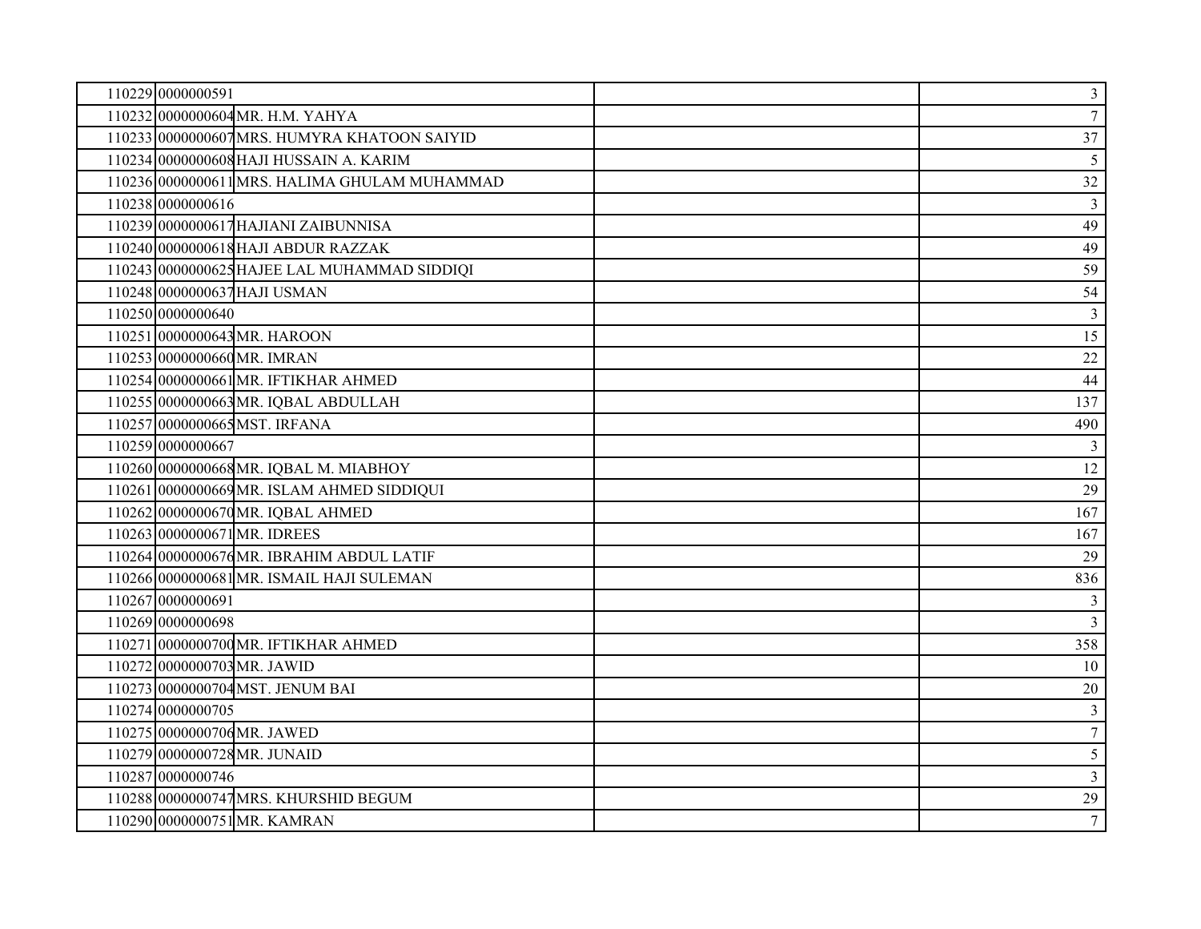| | | | | |
|---|---|---|---|---|
| 110229 | 0000000591 | | | 3 |
| 110232 | 0000000604 | MR. H.M. YAHYA | | 7 |
| 110233 | 0000000607 | MRS. HUMYRA KHATOON SAIYID | | 37 |
| 110234 | 0000000608 | HAJI HUSSAIN A. KARIM | | 5 |
| 110236 | 0000000611 | MRS. HALIMA GHULAM MUHAMMAD | | 32 |
| 110238 | 0000000616 | | | 3 |
| 110239 | 0000000617 | HAJIANI ZAIBUNNISA | | 49 |
| 110240 | 0000000618 | HAJI ABDUR RAZZAK | | 49 |
| 110243 | 0000000625 | HAJEE LAL MUHAMMAD SIDDIQI | | 59 |
| 110248 | 0000000637 | HAJI USMAN | | 54 |
| 110250 | 0000000640 | | | 3 |
| 110251 | 0000000643 | MR. HAROON | | 15 |
| 110253 | 0000000660 | MR. IMRAN | | 22 |
| 110254 | 0000000661 | MR. IFTIKHAR AHMED | | 44 |
| 110255 | 0000000663 | MR. IQBAL ABDULLAH | | 137 |
| 110257 | 0000000665 | MST. IRFANA | | 490 |
| 110259 | 0000000667 | | | 3 |
| 110260 | 0000000668 | MR. IQBAL M. MIABHOY | | 12 |
| 110261 | 0000000669 | MR. ISLAM AHMED SIDDIQUI | | 29 |
| 110262 | 0000000670 | MR. IQBAL AHMED | | 167 |
| 110263 | 0000000671 | MR. IDREES | | 167 |
| 110264 | 0000000676 | MR. IBRAHIM ABDUL LATIF | | 29 |
| 110266 | 0000000681 | MR. ISMAIL HAJI SULEMAN | | 836 |
| 110267 | 0000000691 | | | 3 |
| 110269 | 0000000698 | | | 3 |
| 110271 | 0000000700 | MR. IFTIKHAR AHMED | | 358 |
| 110272 | 0000000703 | MR. JAWID | | 10 |
| 110273 | 0000000704 | MST. JENUM BAI | | 20 |
| 110274 | 0000000705 | | | 3 |
| 110275 | 0000000706 | MR. JAWED | | 7 |
| 110279 | 0000000728 | MR. JUNAID | | 5 |
| 110287 | 0000000746 | | | 3 |
| 110288 | 0000000747 | MRS. KHURSHID BEGUM | | 29 |
| 110290 | 0000000751 | MR. KAMRAN | | 7 |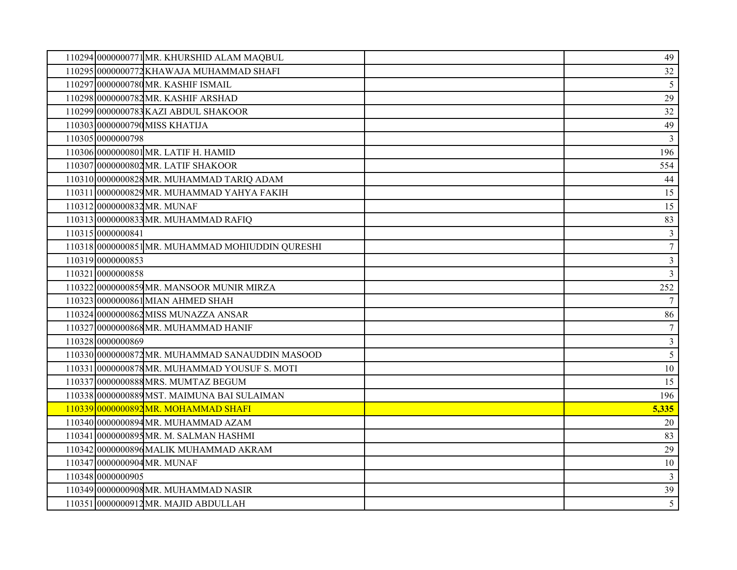| | | | | |
|---|---|---|---|---|
| 110294 | 0000000771 | MR. KHURSHID ALAM MAQBUL | | 49 |
| 110295 | 0000000772 | KHAWAJA MUHAMMAD SHAFI | | 32 |
| 110297 | 0000000780 | MR. KASHIF ISMAIL | | 5 |
| 110298 | 0000000782 | MR. KASHIF ARSHAD | | 29 |
| 110299 | 0000000783 | KAZI ABDUL SHAKOOR | | 32 |
| 110303 | 0000000790 | MISS KHATIJA | | 49 |
| 110305 | 0000000798 | | | 3 |
| 110306 | 0000000801 | MR. LATIF H. HAMID | | 196 |
| 110307 | 0000000802 | MR. LATIF SHAKOOR | | 554 |
| 110310 | 0000000828 | MR. MUHAMMAD TARIQ ADAM | | 44 |
| 110311 | 0000000829 | MR. MUHAMMAD YAHYA FAKIH | | 15 |
| 110312 | 0000000832 | MR. MUNAF | | 15 |
| 110313 | 0000000833 | MR. MUHAMMAD RAFIQ | | 83 |
| 110315 | 0000000841 | | | 3 |
| 110318 | 0000000851 | MR. MUHAMMAD MOHIUDDIN QURESHI | | 7 |
| 110319 | 0000000853 | | | 3 |
| 110321 | 0000000858 | | | 3 |
| 110322 | 0000000859 | MR. MANSOOR MUNIR MIRZA | | 252 |
| 110323 | 0000000861 | MIAN AHMED SHAH | | 7 |
| 110324 | 0000000862 | MISS MUNAZZA ANSAR | | 86 |
| 110327 | 0000000868 | MR. MUHAMMAD HANIF | | 7 |
| 110328 | 0000000869 | | | 3 |
| 110330 | 0000000872 | MR. MUHAMMAD SANAUDDIN MASOOD | | 5 |
| 110331 | 0000000878 | MR. MUHAMMAD YOUSUF S. MOTI | | 10 |
| 110337 | 0000000888 | MRS. MUMTAZ BEGUM | | 15 |
| 110338 | 0000000889 | MST. MAIMUNA BAI SULAIMAN | | 196 |
| 110339 | 0000000892 | MR. MOHAMMAD SHAFI | | **5,335** |
| 110340 | 0000000894 | MR. MUHAMMAD AZAM | | 20 |
| 110341 | 0000000895 | MR. M. SALMAN HASHMI | | 83 |
| 110342 | 0000000896 | MALIK MUHAMMAD AKRAM | | 29 |
| 110347 | 0000000904 | MR. MUNAF | | 10 |
| 110348 | 0000000905 | | | 3 |
| 110349 | 0000000908 | MR. MUHAMMAD NASIR | | 39 |
| 110351 | 0000000912 | MR. MAJID ABDULLAH | | 5 |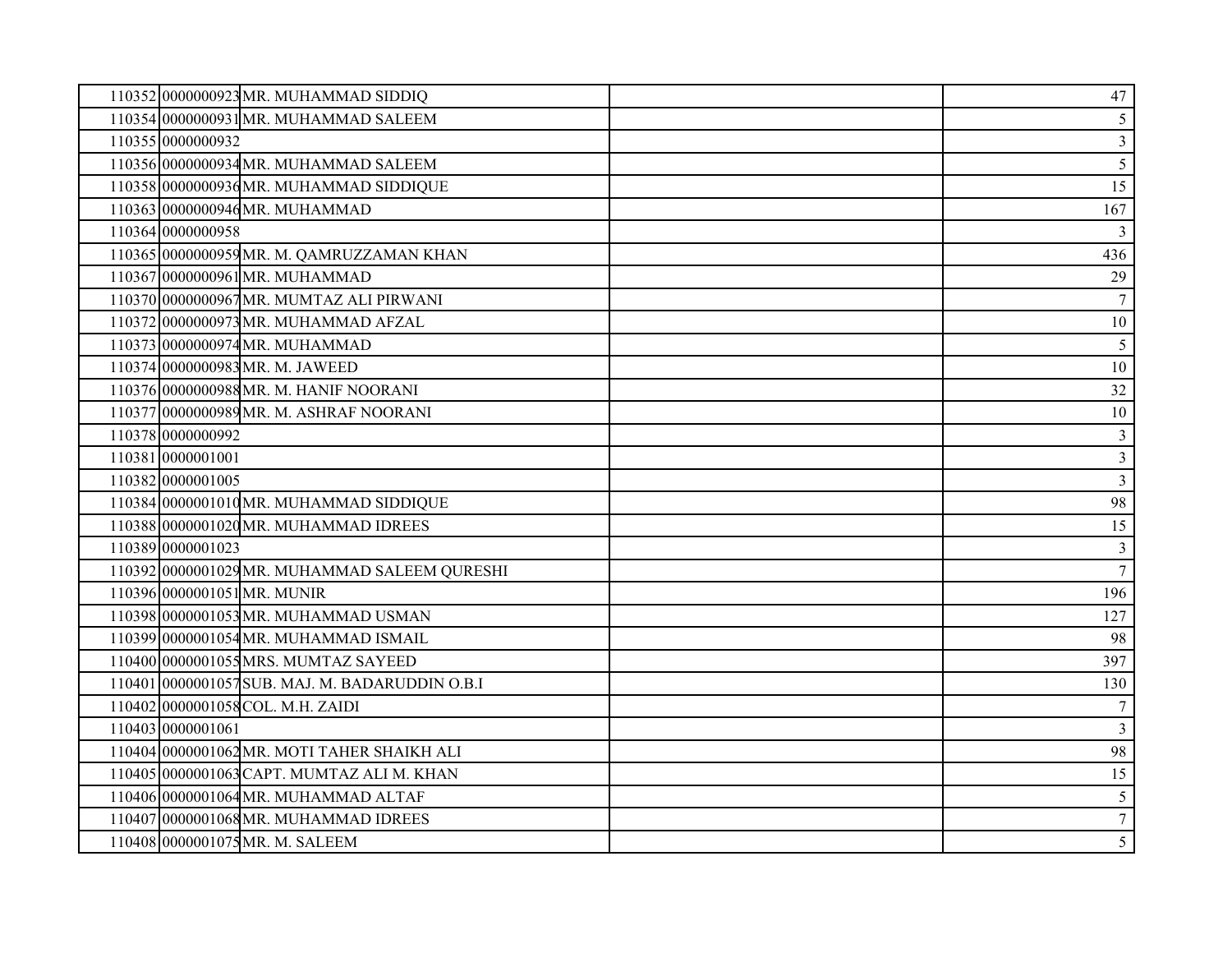| | | | | |
|---|---|---|---|---|
| 110352 | 0000000923 | MR. MUHAMMAD SIDDIQ | | 47 |
| 110354 | 0000000931 | MR. MUHAMMAD SALEEM | | 5 |
| 110355 | 0000000932 | | | 3 |
| 110356 | 0000000934 | MR. MUHAMMAD SALEEM | | 5 |
| 110358 | 0000000936 | MR. MUHAMMAD SIDDIQUE | | 15 |
| 110363 | 0000000946 | MR. MUHAMMAD | | 167 |
| 110364 | 0000000958 | | | 3 |
| 110365 | 0000000959 | MR. M. QAMRUZZAMAN KHAN | | 436 |
| 110367 | 0000000961 | MR. MUHAMMAD | | 29 |
| 110370 | 0000000967 | MR. MUMTAZ ALI PIRWANI | | 7 |
| 110372 | 0000000973 | MR. MUHAMMAD AFZAL | | 10 |
| 110373 | 0000000974 | MR. MUHAMMAD | | 5 |
| 110374 | 0000000983 | MR. M. JAWEED | | 10 |
| 110376 | 0000000988 | MR. M. HANIF NOORANI | | 32 |
| 110377 | 0000000989 | MR. M. ASHRAF NOORANI | | 10 |
| 110378 | 0000000992 | | | 3 |
| 110381 | 0000001001 | | | 3 |
| 110382 | 0000001005 | | | 3 |
| 110384 | 0000001010 | MR. MUHAMMAD SIDDIQUE | | 98 |
| 110388 | 0000001020 | MR. MUHAMMAD IDREES | | 15 |
| 110389 | 0000001023 | | | 3 |
| 110392 | 0000001029 | MR. MUHAMMAD SALEEM QURESHI | | 7 |
| 110396 | 0000001051 | MR. MUNIR | | 196 |
| 110398 | 0000001053 | MR. MUHAMMAD USMAN | | 127 |
| 110399 | 0000001054 | MR. MUHAMMAD ISMAIL | | 98 |
| 110400 | 0000001055 | MRS. MUMTAZ SAYEED | | 397 |
| 110401 | 0000001057 | SUB. MAJ. M. BADARUDDIN O.B.I | | 130 |
| 110402 | 0000001058 | COL. M.H. ZAIDI | | 7 |
| 110403 | 0000001061 | | | 3 |
| 110404 | 0000001062 | MR. MOTI TAHER SHAIKH ALI | | 98 |
| 110405 | 0000001063 | CAPT. MUMTAZ ALI M. KHAN | | 15 |
| 110406 | 0000001064 | MR. MUHAMMAD ALTAF | | 5 |
| 110407 | 0000001068 | MR. MUHAMMAD IDREES | | 7 |
| 110408 | 0000001075 | MR. M. SALEEM | | 5 |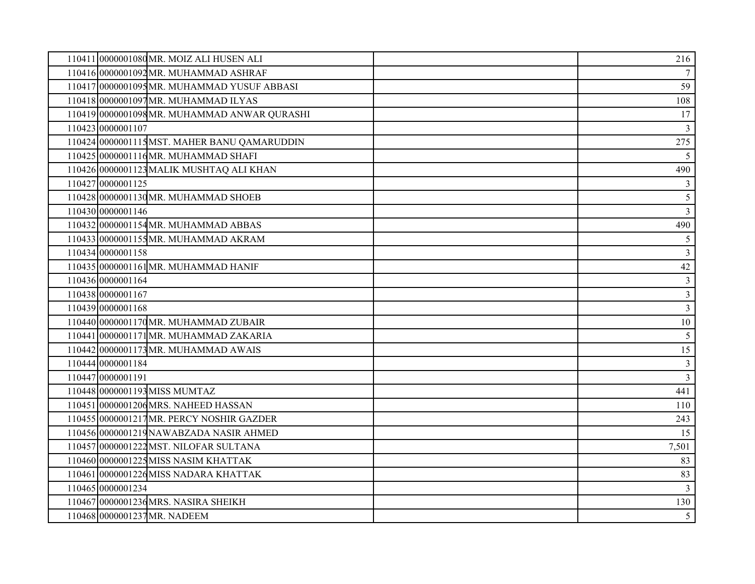| | | | | |
|---|---|---|---|---|
| 110411 | 0000001080 | MR. MOIZ ALI HUSEN ALI | | 216 |
| 110416 | 0000001092 | MR. MUHAMMAD ASHRAF | | 7 |
| 110417 | 0000001095 | MR. MUHAMMAD YUSUF ABBASI | | 59 |
| 110418 | 0000001097 | MR. MUHAMMAD ILYAS | | 108 |
| 110419 | 0000001098 | MR. MUHAMMAD ANWAR QURASHI | | 17 |
| 110423 | 0000001107 | | | 3 |
| 110424 | 0000001115 | MST. MAHER BANU QAMARUDDIN | | 275 |
| 110425 | 0000001116 | MR. MUHAMMAD SHAFI | | 5 |
| 110426 | 0000001123 | MALIK MUSHTAQ ALI KHAN | | 490 |
| 110427 | 0000001125 | | | 3 |
| 110428 | 0000001130 | MR. MUHAMMAD SHOEB | | 5 |
| 110430 | 0000001146 | | | 3 |
| 110432 | 0000001154 | MR. MUHAMMAD ABBAS | | 490 |
| 110433 | 0000001155 | MR. MUHAMMAD AKRAM | | 5 |
| 110434 | 0000001158 | | | 3 |
| 110435 | 0000001161 | MR. MUHAMMAD HANIF | | 42 |
| 110436 | 0000001164 | | | 3 |
| 110438 | 0000001167 | | | 3 |
| 110439 | 0000001168 | | | 3 |
| 110440 | 0000001170 | MR. MUHAMMAD ZUBAIR | | 10 |
| 110441 | 0000001171 | MR. MUHAMMAD ZAKARIA | | 5 |
| 110442 | 0000001173 | MR. MUHAMMAD AWAIS | | 15 |
| 110444 | 0000001184 | | | 3 |
| 110447 | 0000001191 | | | 3 |
| 110448 | 0000001193 | MISS MUMTAZ | | 441 |
| 110451 | 0000001206 | MRS. NAHEED HASSAN | | 110 |
| 110455 | 0000001217 | MR. PERCY NOSHIR GAZDER | | 243 |
| 110456 | 0000001219 | NAWABZADA NASIR AHMED | | 15 |
| 110457 | 0000001222 | MST. NILOFAR SULTANA | | 7,501 |
| 110460 | 0000001225 | MISS NASIM KHATTAK | | 83 |
| 110461 | 0000001226 | MISS NADARA KHATTAK | | 83 |
| 110465 | 0000001234 | | | 3 |
| 110467 | 0000001236 | MRS. NASIRA SHEIKH | | 130 |
| 110468 | 0000001237 | MR. NADEEM | | 5 |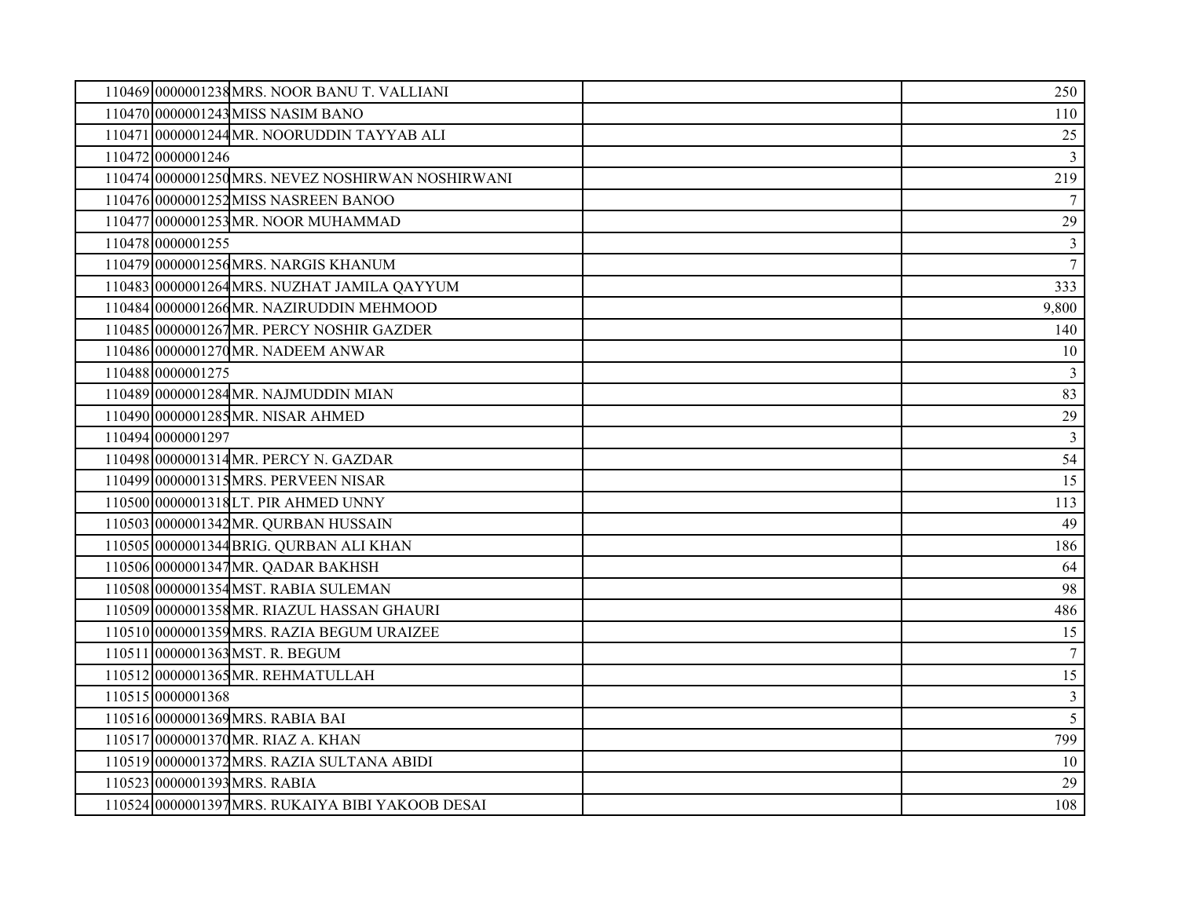| | | | | |
|---|---|---|---|---|
| 110469 | 0000001238 | MRS. NOOR BANU T. VALLIANI | | 250 |
| 110470 | 0000001243 | MISS NASIM BANO | | 110 |
| 110471 | 0000001244 | MR. NOORUDDIN TAYYAB ALI | | 25 |
| 110472 | 0000001246 | | | 3 |
| 110474 | 0000001250 | MRS. NEVEZ NOSHIRWAN NOSHIRWANI | | 219 |
| 110476 | 0000001252 | MISS NASREEN BANOO | | 7 |
| 110477 | 0000001253 | MR. NOOR MUHAMMAD | | 29 |
| 110478 | 0000001255 | | | 3 |
| 110479 | 0000001256 | MRS. NARGIS KHANUM | | 7 |
| 110483 | 0000001264 | MRS. NUZHAT JAMILA QAYYUM | | 333 |
| 110484 | 0000001266 | MR. NAZIRUDDIN MEHMOOD | | 9,800 |
| 110485 | 0000001267 | MR. PERCY NOSHIR GAZDER | | 140 |
| 110486 | 0000001270 | MR. NADEEM ANWAR | | 10 |
| 110488 | 0000001275 | | | 3 |
| 110489 | 0000001284 | MR. NAJMUDDIN MIAN | | 83 |
| 110490 | 0000001285 | MR. NISAR AHMED | | 29 |
| 110494 | 0000001297 | | | 3 |
| 110498 | 0000001314 | MR. PERCY N. GAZDAR | | 54 |
| 110499 | 0000001315 | MRS. PERVEEN NISAR | | 15 |
| 110500 | 0000001318 | LT. PIR AHMED UNNY | | 113 |
| 110503 | 0000001342 | MR. QURBAN HUSSAIN | | 49 |
| 110505 | 0000001344 | BRIG. QURBAN ALI KHAN | | 186 |
| 110506 | 0000001347 | MR. QADAR BAKHSH | | 64 |
| 110508 | 0000001354 | MST. RABIA SULEMAN | | 98 |
| 110509 | 0000001358 | MR. RIAZUL HASSAN GHAURI | | 486 |
| 110510 | 0000001359 | MRS. RAZIA BEGUM URAIZEE | | 15 |
| 110511 | 0000001363 | MST. R. BEGUM | | 7 |
| 110512 | 0000001365 | MR. REHMATULLAH | | 15 |
| 110515 | 0000001368 | | | 3 |
| 110516 | 0000001369 | MRS. RABIA BAI | | 5 |
| 110517 | 0000001370 | MR. RIAZ A. KHAN | | 799 |
| 110519 | 0000001372 | MRS. RAZIA SULTANA ABIDI | | 10 |
| 110523 | 0000001393 | MRS. RABIA | | 29 |
| 110524 | 0000001397 | MRS. RUKAIYA BIBI YAKOOB DESAI | | 108 |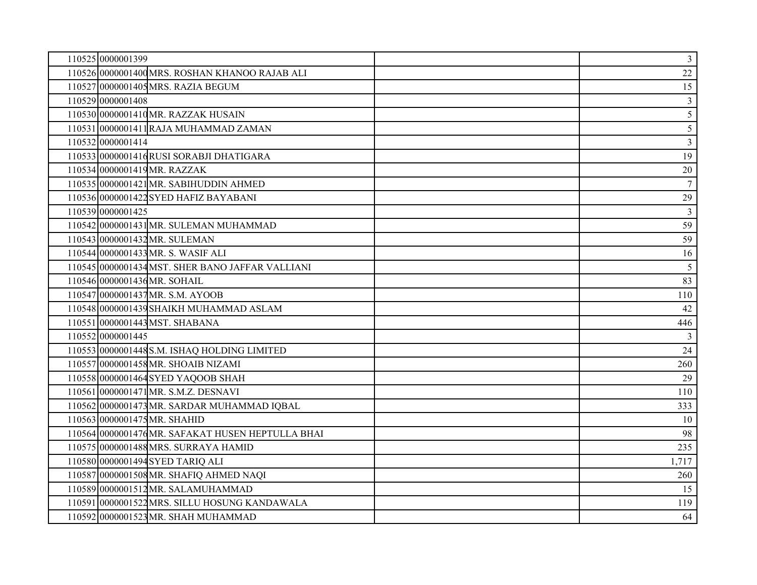| | | | | |
|---|---|---|---|---|
| 110525 | 0000001399 | | | 3 |
| 110526 | 0000001400 | MRS. ROSHAN KHANOO RAJAB ALI | | 22 |
| 110527 | 0000001405 | MRS. RAZIA BEGUM | | 15 |
| 110529 | 0000001408 | | | 3 |
| 110530 | 0000001410 | MR. RAZZAK HUSAIN | | 5 |
| 110531 | 0000001411 | RAJA MUHAMMAD ZAMAN | | 5 |
| 110532 | 0000001414 | | | 3 |
| 110533 | 0000001416 | RUSI SORABJI DHATIGARA | | 19 |
| 110534 | 0000001419 | MR. RAZZAK | | 20 |
| 110535 | 0000001421 | MR. SABIHUDDIN AHMED | | 7 |
| 110536 | 0000001422 | SYED HAFIZ BAYABANI | | 29 |
| 110539 | 0000001425 | | | 3 |
| 110542 | 0000001431 | MR. SULEMAN MUHAMMAD | | 59 |
| 110543 | 0000001432 | MR. SULEMAN | | 59 |
| 110544 | 0000001433 | MR. S. WASIF ALI | | 16 |
| 110545 | 0000001434 | MST. SHER BANO JAFFAR VALLIANI | | 5 |
| 110546 | 0000001436 | MR. SOHAIL | | 83 |
| 110547 | 0000001437 | MR. S.M. AYOOB | | 110 |
| 110548 | 0000001439 | SHAIKH MUHAMMAD ASLAM | | 42 |
| 110551 | 0000001443 | MST. SHABANA | | 446 |
| 110552 | 0000001445 | | | 3 |
| 110553 | 0000001448 | S.M. ISHAQ HOLDING LIMITED | | 24 |
| 110557 | 0000001458 | MR. SHOAIB NIZAMI | | 260 |
| 110558 | 0000001464 | SYED YAQOOB SHAH | | 29 |
| 110561 | 0000001471 | MR. S.M.Z. DESNAVI | | 110 |
| 110562 | 0000001473 | MR. SARDAR MUHAMMAD IQBAL | | 333 |
| 110563 | 0000001475 | MR. SHAHID | | 10 |
| 110564 | 0000001476 | MR. SAFAKAT HUSEN HEPTULLA BHAI | | 98 |
| 110575 | 0000001488 | MRS. SURRAYA HAMID | | 235 |
| 110580 | 0000001494 | SYED TARIQ ALI | | 1,717 |
| 110587 | 0000001508 | MR. SHAFIQ AHMED NAQI | | 260 |
| 110589 | 0000001512 | MR. SALAMUHAMMAD | | 15 |
| 110591 | 0000001522 | MRS. SILLU HOSUNG KANDAWALA | | 119 |
| 110592 | 0000001523 | MR. SHAH MUHAMMAD | | 64 |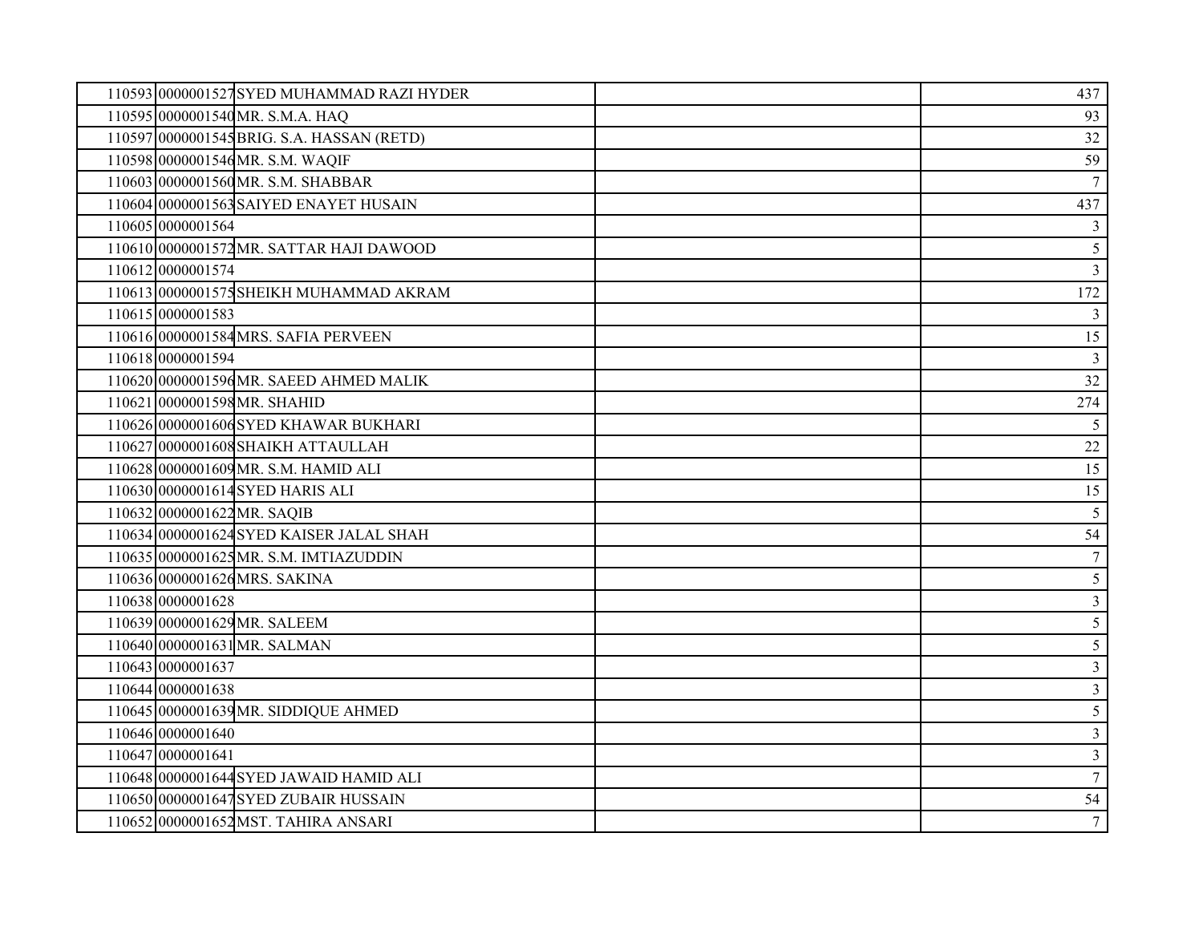| | | | | |
|---|---|---|---|---|
| 110593 | 0000001527 | SYED MUHAMMAD RAZI HYDER | | 437 |
| 110595 | 0000001540 | MR. S.M.A. HAQ | | 93 |
| 110597 | 0000001545 | BRIG. S.A. HASSAN (RETD) | | 32 |
| 110598 | 0000001546 | MR. S.M. WAQIF | | 59 |
| 110603 | 0000001560 | MR. S.M. SHABBAR | | 7 |
| 110604 | 0000001563 | SAIYED ENAYET HUSAIN | | 437 |
| 110605 | 0000001564 | | | 3 |
| 110610 | 0000001572 | MR. SATTAR HAJI DAWOOD | | 5 |
| 110612 | 0000001574 | | | 3 |
| 110613 | 0000001575 | SHEIKH MUHAMMAD AKRAM | | 172 |
| 110615 | 0000001583 | | | 3 |
| 110616 | 0000001584 | MRS. SAFIA PERVEEN | | 15 |
| 110618 | 0000001594 | | | 3 |
| 110620 | 0000001596 | MR. SAEED AHMED MALIK | | 32 |
| 110621 | 0000001598 | MR. SHAHID | | 274 |
| 110626 | 0000001606 | SYED KHAWAR BUKHARI | | 5 |
| 110627 | 0000001608 | SHAIKH ATTAULLAH | | 22 |
| 110628 | 0000001609 | MR. S.M. HAMID ALI | | 15 |
| 110630 | 0000001614 | SYED HARIS ALI | | 15 |
| 110632 | 0000001622 | MR. SAQIB | | 5 |
| 110634 | 0000001624 | SYED KAISER JALAL SHAH | | 54 |
| 110635 | 0000001625 | MR. S.M. IMTIAZUDDIN | | 7 |
| 110636 | 0000001626 | MRS. SAKINA | | 5 |
| 110638 | 0000001628 | | | 3 |
| 110639 | 0000001629 | MR. SALEEM | | 5 |
| 110640 | 0000001631 | MR. SALMAN | | 5 |
| 110643 | 0000001637 | | | 3 |
| 110644 | 0000001638 | | | 3 |
| 110645 | 0000001639 | MR. SIDDIQUE AHMED | | 5 |
| 110646 | 0000001640 | | | 3 |
| 110647 | 0000001641 | | | 3 |
| 110648 | 0000001644 | SYED JAWAID HAMID ALI | | 7 |
| 110650 | 0000001647 | SYED ZUBAIR HUSSAIN | | 54 |
| 110652 | 0000001652 | MST. TAHIRA ANSARI | | 7 |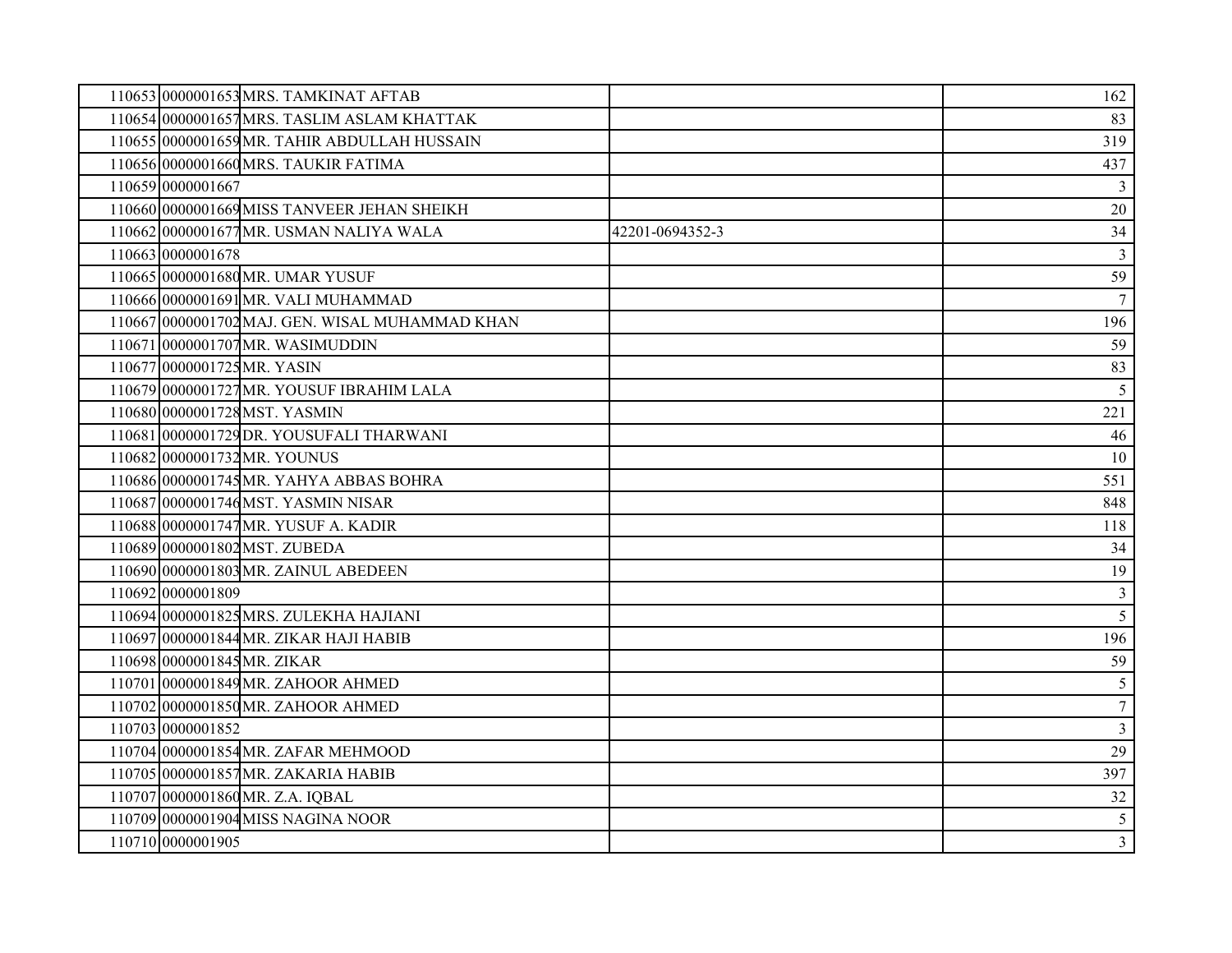| | | | | |
|---|---|---|---|---|
| 110653 | 0000001653 | MRS. TAMKINAT AFTAB | | 162 |
| 110654 | 0000001657 | MRS. TASLIM ASLAM KHATTAK | | 83 |
| 110655 | 0000001659 | MR. TAHIR ABDULLAH HUSSAIN | | 319 |
| 110656 | 0000001660 | MRS. TAUKIR FATIMA | | 437 |
| 110659 | 0000001667 | | | 3 |
| 110660 | 0000001669 | MISS TANVEER JEHAN SHEIKH | | 20 |
| 110662 | 0000001677 | MR. USMAN NALIYA WALA | 42201-0694352-3 | 34 |
| 110663 | 0000001678 | | | 3 |
| 110665 | 0000001680 | MR. UMAR YUSUF | | 59 |
| 110666 | 0000001691 | MR. VALI MUHAMMAD | | 7 |
| 110667 | 0000001702 | MAJ. GEN. WISAL MUHAMMAD KHAN | | 196 |
| 110671 | 0000001707 | MR. WASIMUDDIN | | 59 |
| 110677 | 0000001725 | MR. YASIN | | 83 |
| 110679 | 0000001727 | MR. YOUSUF IBRAHIM LALA | | 5 |
| 110680 | 0000001728 | MST. YASMIN | | 221 |
| 110681 | 0000001729 | DR. YOUSUFALI THARWANI | | 46 |
| 110682 | 0000001732 | MR. YOUNUS | | 10 |
| 110686 | 0000001745 | MR. YAHYA ABBAS BOHRA | | 551 |
| 110687 | 0000001746 | MST. YASMIN NISAR | | 848 |
| 110688 | 0000001747 | MR. YUSUF A. KADIR | | 118 |
| 110689 | 0000001802 | MST. ZUBEDA | | 34 |
| 110690 | 0000001803 | MR. ZAINUL ABEDEEN | | 19 |
| 110692 | 0000001809 | | | 3 |
| 110694 | 0000001825 | MRS. ZULEKHA HAJIANI | | 5 |
| 110697 | 0000001844 | MR. ZIKAR HAJI HABIB | | 196 |
| 110698 | 0000001845 | MR. ZIKAR | | 59 |
| 110701 | 0000001849 | MR. ZAHOOR AHMED | | 5 |
| 110702 | 0000001850 | MR. ZAHOOR AHMED | | 7 |
| 110703 | 0000001852 | | | 3 |
| 110704 | 0000001854 | MR. ZAFAR MEHMOOD | | 29 |
| 110705 | 0000001857 | MR. ZAKARIA HABIB | | 397 |
| 110707 | 0000001860 | MR. Z.A. IQBAL | | 32 |
| 110709 | 0000001904 | MISS NAGINA NOOR | | 5 |
| 110710 | 0000001905 | | | 3 |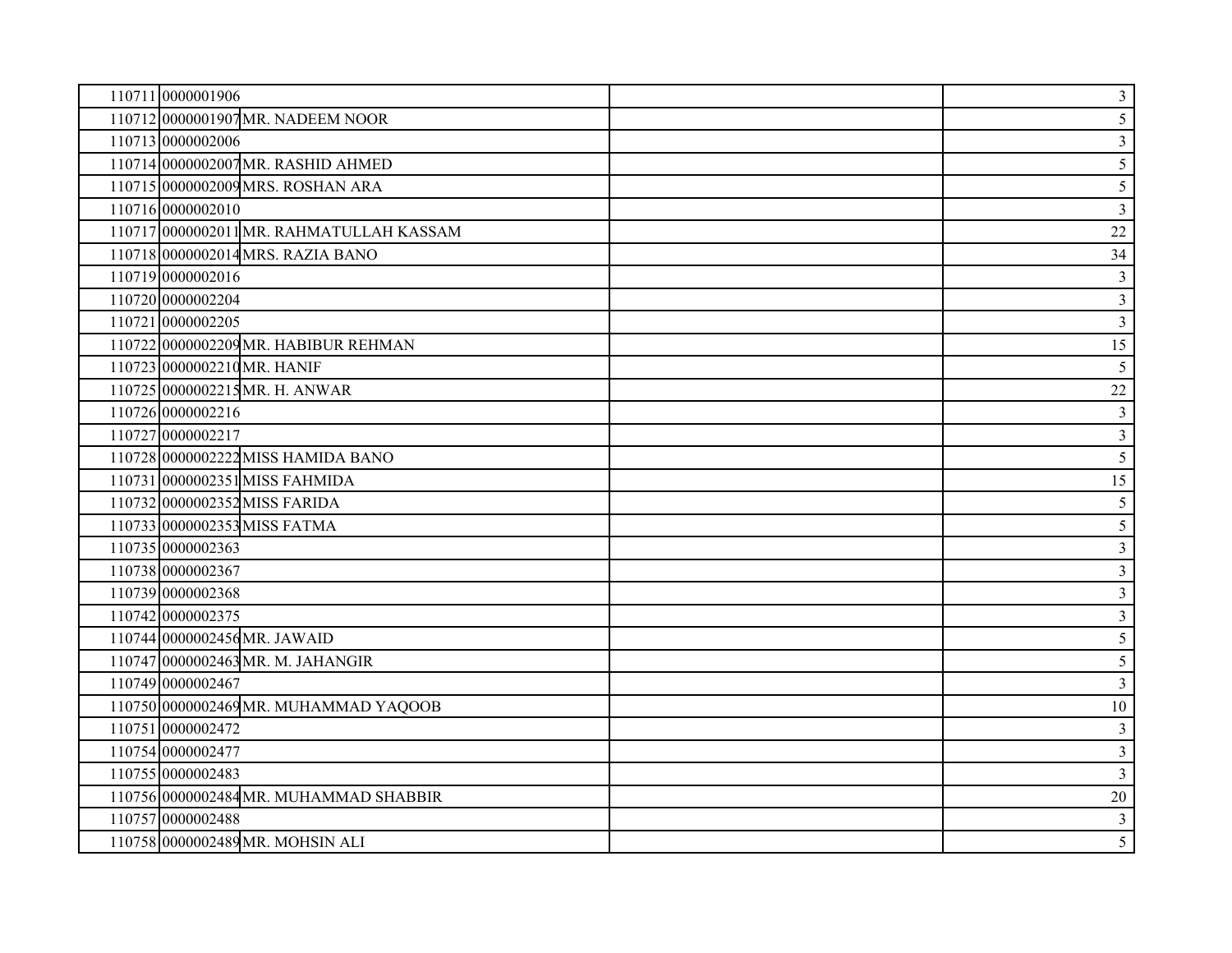| | | | | |
|---|---|---|---|---|
| 110711 | 0000001906 | | | 3 |
| 110712 | 0000001907 | MR. NADEEM NOOR | | 5 |
| 110713 | 0000002006 | | | 3 |
| 110714 | 0000002007 | MR. RASHID AHMED | | 5 |
| 110715 | 0000002009 | MRS. ROSHAN ARA | | 5 |
| 110716 | 0000002010 | | | 3 |
| 110717 | 0000002011 | MR. RAHMATULLAH KASSAM | | 22 |
| 110718 | 0000002014 | MRS. RAZIA BANO | | 34 |
| 110719 | 0000002016 | | | 3 |
| 110720 | 0000002204 | | | 3 |
| 110721 | 0000002205 | | | 3 |
| 110722 | 0000002209 | MR. HABIBUR REHMAN | | 15 |
| 110723 | 0000002210 | MR. HANIF | | 5 |
| 110725 | 0000002215 | MR. H. ANWAR | | 22 |
| 110726 | 0000002216 | | | 3 |
| 110727 | 0000002217 | | | 3 |
| 110728 | 0000002222 | MISS HAMIDA BANO | | 5 |
| 110731 | 0000002351 | MISS FAHMIDA | | 15 |
| 110732 | 0000002352 | MISS FARIDA | | 5 |
| 110733 | 0000002353 | MISS FATMA | | 5 |
| 110735 | 0000002363 | | | 3 |
| 110738 | 0000002367 | | | 3 |
| 110739 | 0000002368 | | | 3 |
| 110742 | 0000002375 | | | 3 |
| 110744 | 0000002456 | MR. JAWAID | | 5 |
| 110747 | 0000002463 | MR. M. JAHANGIR | | 5 |
| 110749 | 0000002467 | | | 3 |
| 110750 | 0000002469 | MR. MUHAMMAD YAQOOB | | 10 |
| 110751 | 0000002472 | | | 3 |
| 110754 | 0000002477 | | | 3 |
| 110755 | 0000002483 | | | 3 |
| 110756 | 0000002484 | MR. MUHAMMAD SHABBIR | | 20 |
| 110757 | 0000002488 | | | 3 |
| 110758 | 0000002489 | MR. MOHSIN ALI | | 5 |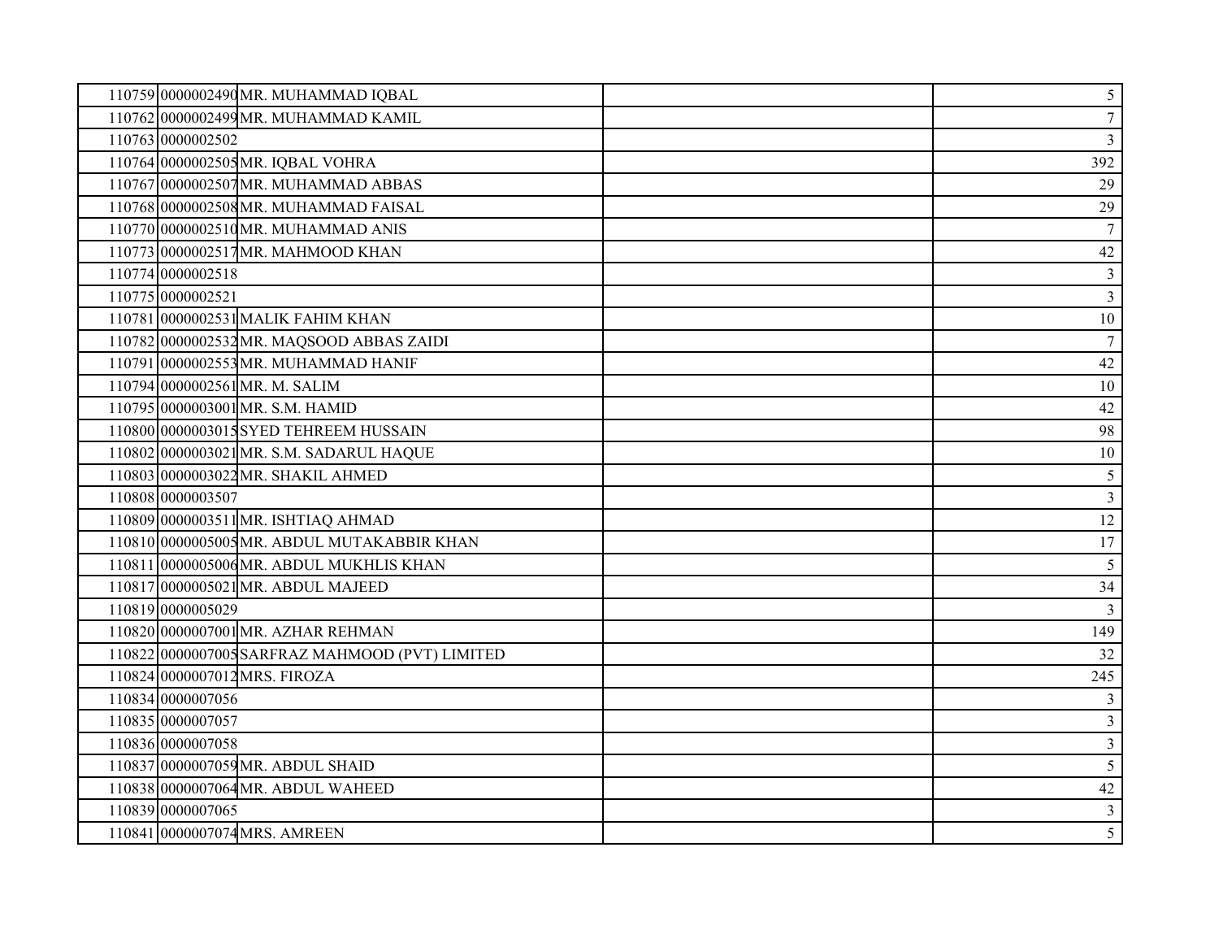| | | | | |
|---|---|---|---|---|
| 110759 | 0000002490 | MR. MUHAMMAD IQBAL | | 5 |
| 110762 | 0000002499 | MR. MUHAMMAD KAMIL | | 7 |
| 110763 | 0000002502 | | | 3 |
| 110764 | 0000002505 | MR. IQBAL VOHRA | | 392 |
| 110767 | 0000002507 | MR. MUHAMMAD ABBAS | | 29 |
| 110768 | 0000002508 | MR. MUHAMMAD FAISAL | | 29 |
| 110770 | 0000002510 | MR. MUHAMMAD ANIS | | 7 |
| 110773 | 0000002517 | MR. MAHMOOD KHAN | | 42 |
| 110774 | 0000002518 | | | 3 |
| 110775 | 0000002521 | | | 3 |
| 110781 | 0000002531 | MALIK FAHIM KHAN | | 10 |
| 110782 | 0000002532 | MR. MAQSOOD ABBAS ZAIDI | | 7 |
| 110791 | 0000002553 | MR. MUHAMMAD HANIF | | 42 |
| 110794 | 0000002561 | MR. M. SALIM | | 10 |
| 110795 | 0000003001 | MR. S.M. HAMID | | 42 |
| 110800 | 0000003015 | SYED TEHREEM HUSSAIN | | 98 |
| 110802 | 0000003021 | MR. S.M. SADARUL HAQUE | | 10 |
| 110803 | 0000003022 | MR. SHAKIL AHMED | | 5 |
| 110808 | 0000003507 | | | 3 |
| 110809 | 0000003511 | MR. ISHTIAQ AHMAD | | 12 |
| 110810 | 0000005005 | MR. ABDUL MUTAKABBIR KHAN | | 17 |
| 110811 | 0000005006 | MR. ABDUL MUKHLIS KHAN | | 5 |
| 110817 | 0000005021 | MR. ABDUL MAJEED | | 34 |
| 110819 | 0000005029 | | | 3 |
| 110820 | 0000007001 | MR. AZHAR REHMAN | | 149 |
| 110822 | 0000007005 | SARFRAZ MAHMOOD (PVT) LIMITED | | 32 |
| 110824 | 0000007012 | MRS. FIROZA | | 245 |
| 110834 | 0000007056 | | | 3 |
| 110835 | 0000007057 | | | 3 |
| 110836 | 0000007058 | | | 3 |
| 110837 | 0000007059 | MR. ABDUL SHAID | | 5 |
| 110838 | 0000007064 | MR. ABDUL WAHEED | | 42 |
| 110839 | 0000007065 | | | 3 |
| 110841 | 0000007074 | MRS. AMREEN | | 5 |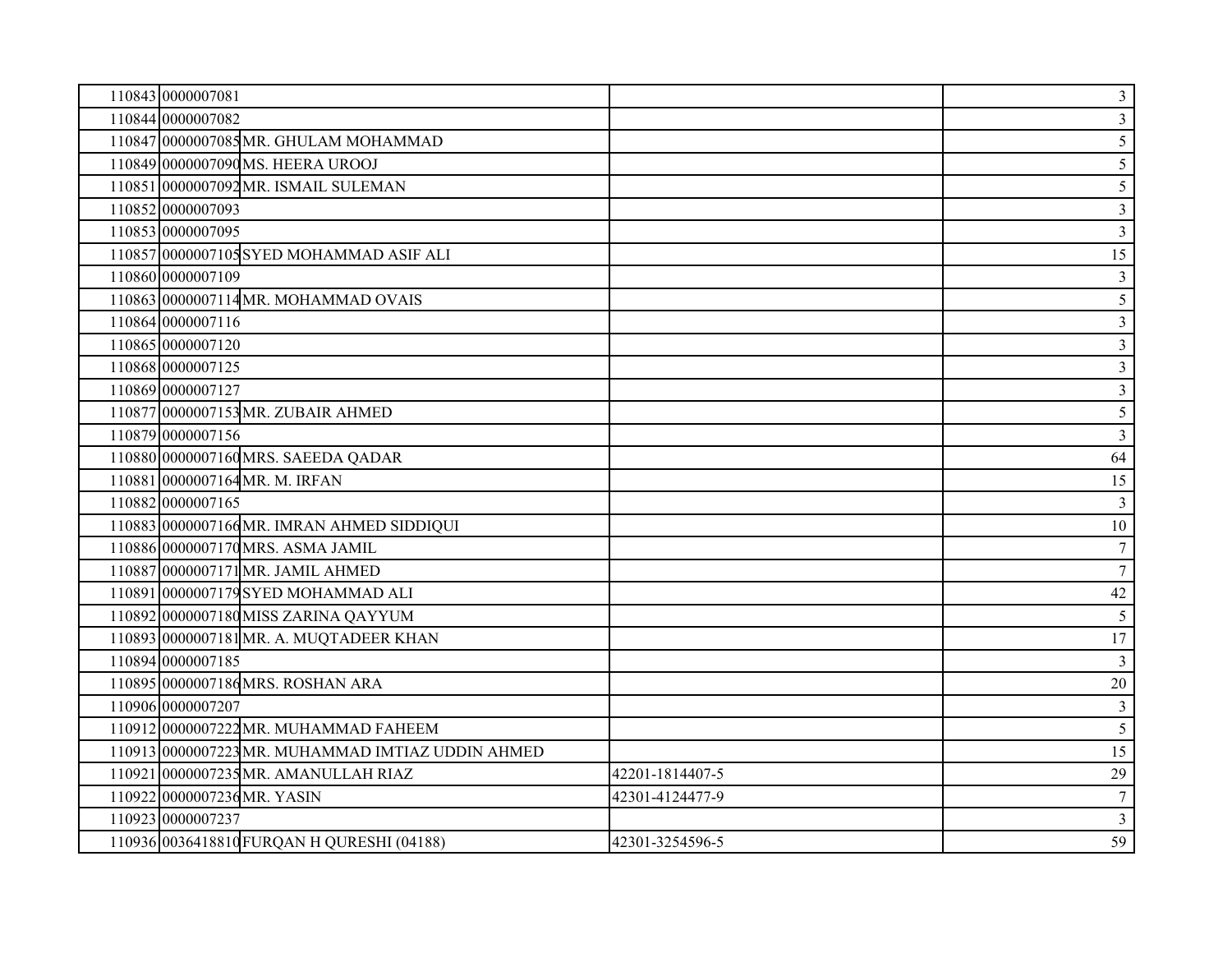| | | | | |
|---|---|---|---|---|
| 110843 | 0000007081 | | | 3 |
| 110844 | 0000007082 | | | 3 |
| 110847 | 0000007085 | MR. GHULAM MOHAMMAD | | 5 |
| 110849 | 0000007090 | MS. HEERA UROOJ | | 5 |
| 110851 | 0000007092 | MR. ISMAIL SULEMAN | | 5 |
| 110852 | 0000007093 | | | 3 |
| 110853 | 0000007095 | | | 3 |
| 110857 | 0000007105 | SYED MOHAMMAD ASIF ALI | | 15 |
| 110860 | 0000007109 | | | 3 |
| 110863 | 0000007114 | MR. MOHAMMAD OVAIS | | 5 |
| 110864 | 0000007116 | | | 3 |
| 110865 | 0000007120 | | | 3 |
| 110868 | 0000007125 | | | 3 |
| 110869 | 0000007127 | | | 3 |
| 110877 | 0000007153 | MR. ZUBAIR AHMED | | 5 |
| 110879 | 0000007156 | | | 3 |
| 110880 | 0000007160 | MRS. SAEEDA QADAR | | 64 |
| 110881 | 0000007164 | MR. M. IRFAN | | 15 |
| 110882 | 0000007165 | | | 3 |
| 110883 | 0000007166 | MR. IMRAN AHMED SIDDIQUI | | 10 |
| 110886 | 0000007170 | MRS. ASMA JAMIL | | 7 |
| 110887 | 0000007171 | MR. JAMIL AHMED | | 7 |
| 110891 | 0000007179 | SYED MOHAMMAD ALI | | 42 |
| 110892 | 0000007180 | MISS ZARINA QAYYUM | | 5 |
| 110893 | 0000007181 | MR. A. MUQTADEER KHAN | | 17 |
| 110894 | 0000007185 | | | 3 |
| 110895 | 0000007186 | MRS. ROSHAN ARA | | 20 |
| 110906 | 0000007207 | | | 3 |
| 110912 | 0000007222 | MR. MUHAMMAD FAHEEM | | 5 |
| 110913 | 0000007223 | MR. MUHAMMAD IMTIAZ UDDIN AHMED | | 15 |
| 110921 | 0000007235 | MR. AMANULLAH RIAZ | 42201-1814407-5 | 29 |
| 110922 | 0000007236 | MR. YASIN | 42301-4124477-9 | 7 |
| 110923 | 0000007237 | | | 3 |
| 110936 | 0036418810 | FURQAN H QURESHI (04188) | 42301-3254596-5 | 59 |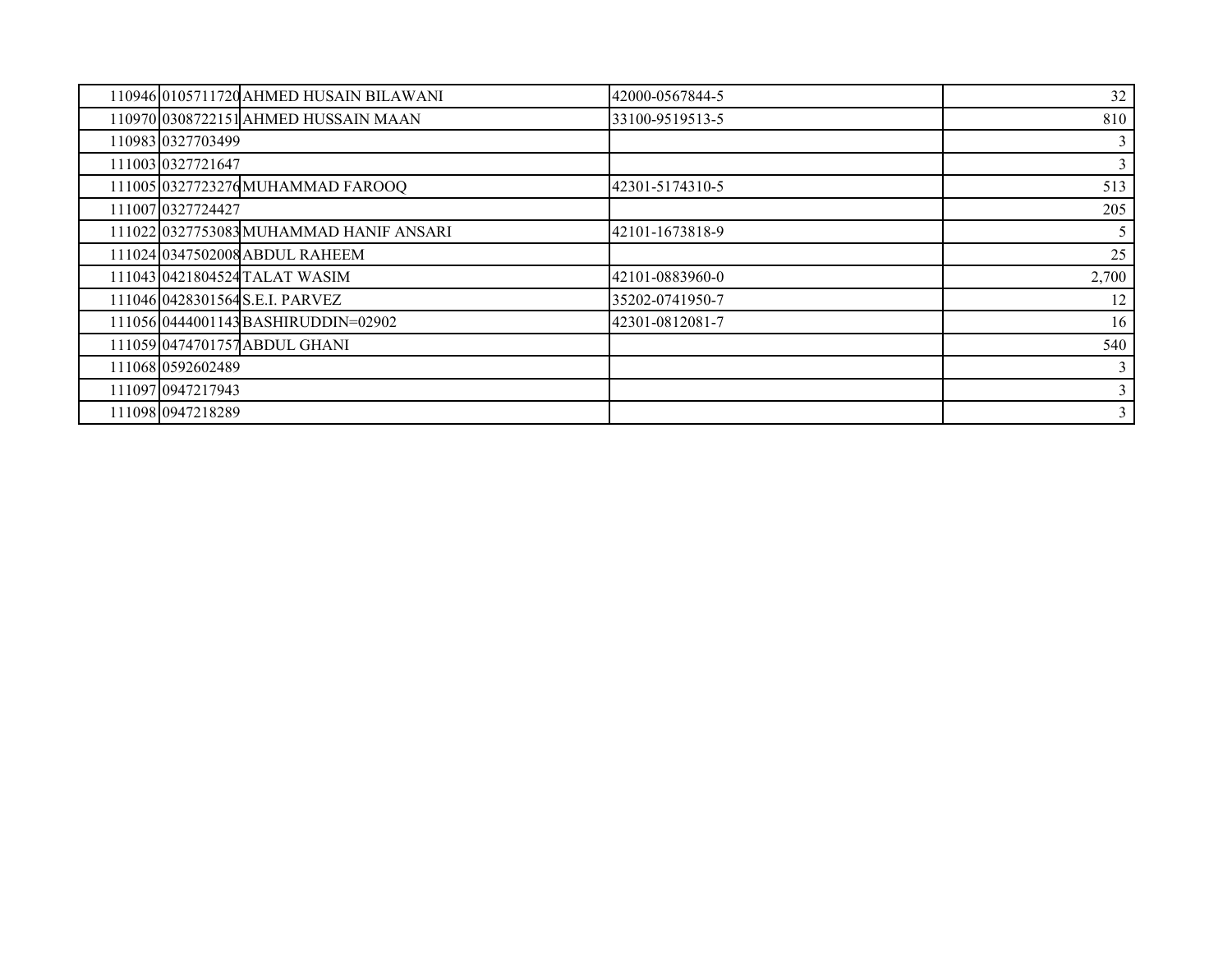| | | | | |
|---|---|---|---|---|
| 110946 | 0105711720 | AHMED HUSAIN BILAWANI | 42000-0567844-5 | 32 |
| 110970 | 0308722151 | AHMED HUSSAIN MAAN | 33100-9519513-5 | 810 |
| 110983 | 0327703499 | | | 3 |
| 111003 | 0327721647 | | | 3 |
| 111005 | 0327723276 | MUHAMMAD FAROOQ | 42301-5174310-5 | 513 |
| 111007 | 0327724427 | | | 205 |
| 111022 | 0327753083 | MUHAMMAD HANIF ANSARI | 42101-1673818-9 | 5 |
| 111024 | 0347502008 | ABDUL RAHEEM | | 25 |
| 111043 | 0421804524 | TALAT WASIM | 42101-0883960-0 | 2,700 |
| 111046 | 0428301564 | S.E.I. PARVEZ | 35202-0741950-7 | 12 |
| 111056 | 0444001143 | BASHIRUDDIN=02902 | 42301-0812081-7 | 16 |
| 111059 | 0474701757 | ABDUL GHANI | | 540 |
| 111068 | 0592602489 | | | 3 |
| 111097 | 0947217943 | | | 3 |
| 111098 | 0947218289 | | | 3 |